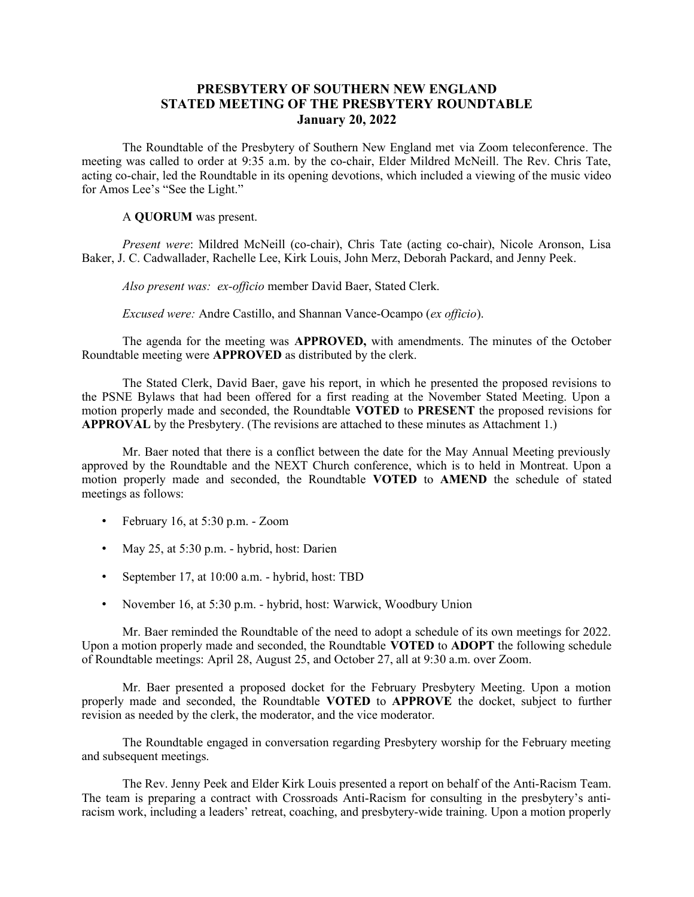# PRESBYTERY OF SOUTHERN NEW ENGLAND
# STATED MEETING OF THE PRESBYTERY ROUNDTABLE
# January 20, 2022

The Roundtable of the Presbytery of Southern New England met via Zoom teleconference. The meeting was called to order at 9:35 a.m. by the co-chair, Elder Mildred McNeill. The Rev. Chris Tate, acting co-chair, led the Roundtable in its opening devotions, which included a viewing of the music video for Amos Lee's "See the Light."

A **QUORUM** was present.

*Present were*: Mildred McNeill (co-chair), Chris Tate (acting co-chair), Nicole Aronson, Lisa Baker, J. C. Cadwallader, Rachelle Lee, Kirk Louis, John Merz, Deborah Packard, and Jenny Peek.

*Also present was: ex-officio* member David Baer, Stated Clerk.

*Excused were:* Andre Castillo, and Shannan Vance-Ocampo (*ex officio*).

The agenda for the meeting was **APPROVED,** with amendments. The minutes of the October Roundtable meeting were **APPROVED** as distributed by the clerk.

The Stated Clerk, David Baer, gave his report, in which he presented the proposed revisions to the PSNE Bylaws that had been offered for a first reading at the November Stated Meeting. Upon a motion properly made and seconded, the Roundtable **VOTED** to **PRESENT** the proposed revisions for **APPROVAL** by the Presbytery. (The revisions are attached to these minutes as Attachment 1.)

Mr. Baer noted that there is a conflict between the date for the May Annual Meeting previously approved by the Roundtable and the NEXT Church conference, which is to held in Montreat. Upon a motion properly made and seconded, the Roundtable **VOTED** to **AMEND** the schedule of stated meetings as follows:

- February 16, at 5:30 p.m. - Zoom
- May 25, at 5:30 p.m. - hybrid, host: Darien
- September 17, at 10:00 a.m. - hybrid, host: TBD
- November 16, at 5:30 p.m. - hybrid, host: Warwick, Woodbury Union

Mr. Baer reminded the Roundtable of the need to adopt a schedule of its own meetings for 2022. Upon a motion properly made and seconded, the Roundtable **VOTED** to **ADOPT** the following schedule of Roundtable meetings: April 28, August 25, and October 27, all at 9:30 a.m. over Zoom.

Mr. Baer presented a proposed docket for the February Presbytery Meeting. Upon a motion properly made and seconded, the Roundtable **VOTED** to **APPROVE** the docket, subject to further revision as needed by the clerk, the moderator, and the vice moderator.

The Roundtable engaged in conversation regarding Presbytery worship for the February meeting and subsequent meetings.

The Rev. Jenny Peek and Elder Kirk Louis presented a report on behalf of the Anti-Racism Team. The team is preparing a contract with Crossroads Anti-Racism for consulting in the presbytery's anti-racism work, including a leaders' retreat, coaching, and presbytery-wide training. Upon a motion properly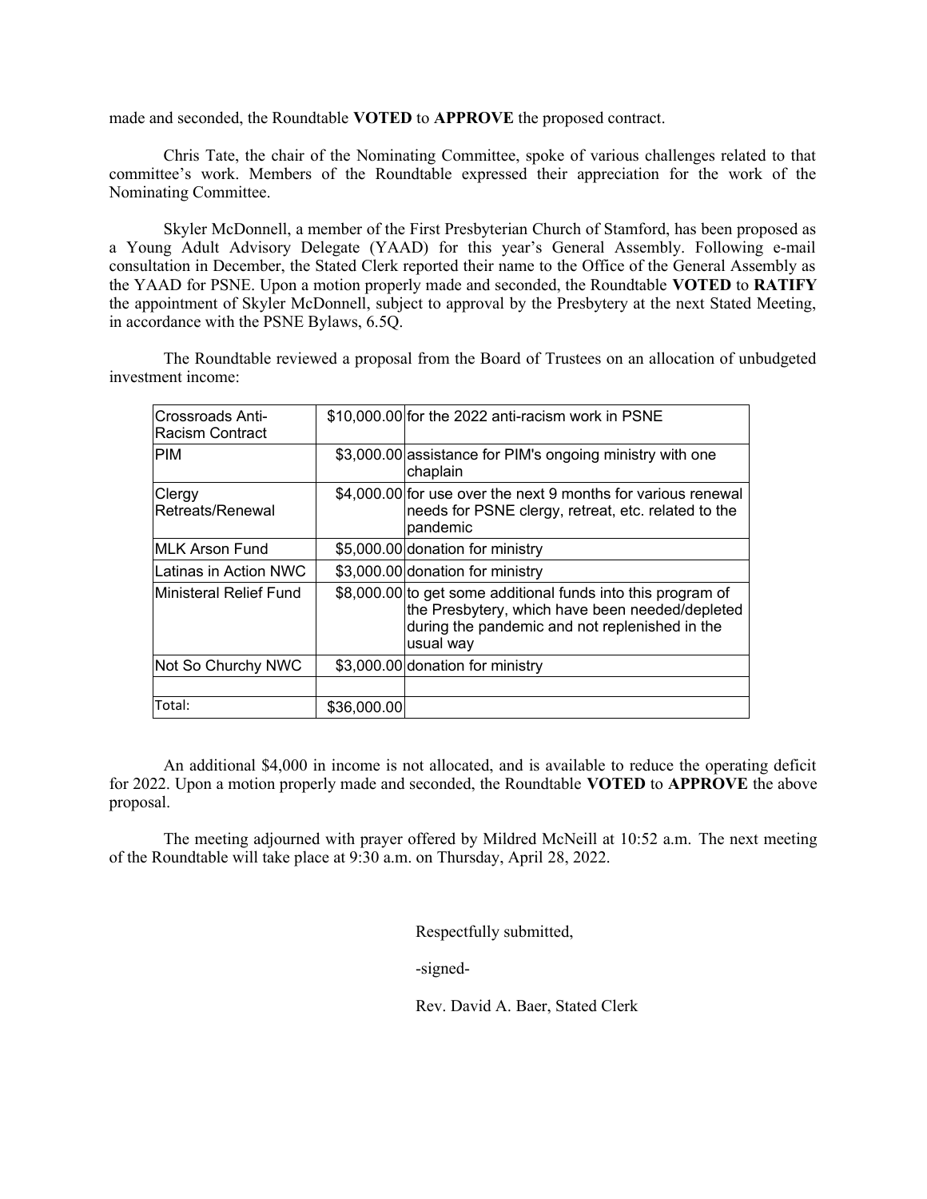made and seconded, the Roundtable **VOTED** to **APPROVE** the proposed contract.

Chris Tate, the chair of the Nominating Committee, spoke of various challenges related to that committee's work. Members of the Roundtable expressed their appreciation for the work of the Nominating Committee.

Skyler McDonnell, a member of the First Presbyterian Church of Stamford, has been proposed as a Young Adult Advisory Delegate (YAAD) for this year's General Assembly. Following e-mail consultation in December, the Stated Clerk reported their name to the Office of the General Assembly as the YAAD for PSNE. Upon a motion properly made and seconded, the Roundtable **VOTED** to **RATIFY** the appointment of Skyler McDonnell, subject to approval by the Presbytery at the next Stated Meeting, in accordance with the PSNE Bylaws, 6.5Q.

The Roundtable reviewed a proposal from the Board of Trustees on an allocation of unbudgeted investment income:

| | | |
|---|---|---|
| Crossroads Anti-Racism Contract | $10,000.00 | for the 2022 anti-racism work in PSNE |
| PIM | $3,000.00 | assistance for PIM's ongoing ministry with one chaplain |
| Clergy Retreats/Renewal | $4,000.00 | for use over the next 9 months for various renewal needs for PSNE clergy, retreat, etc. related to the pandemic |
| MLK Arson Fund | $5,000.00 | donation for ministry |
| Latinas in Action NWC | $3,000.00 | donation for ministry |
| Ministeral Relief Fund | $8,000.00 | to get some additional funds into this program of the Presbytery, which have been needed/depleted during the pandemic and not replenished in the usual way |
| Not So Churchy NWC | $3,000.00 | donation for ministry |
| | | |
| Total: | $36,000.00 | |

An additional $4,000 in income is not allocated, and is available to reduce the operating deficit for 2022. Upon a motion properly made and seconded, the Roundtable **VOTED** to **APPROVE** the above proposal.

The meeting adjourned with prayer offered by Mildred McNeill at 10:52 a.m. The next meeting of the Roundtable will take place at 9:30 a.m. on Thursday, April 28, 2022.

Respectfully submitted,

-signed-

Rev. David A. Baer, Stated Clerk